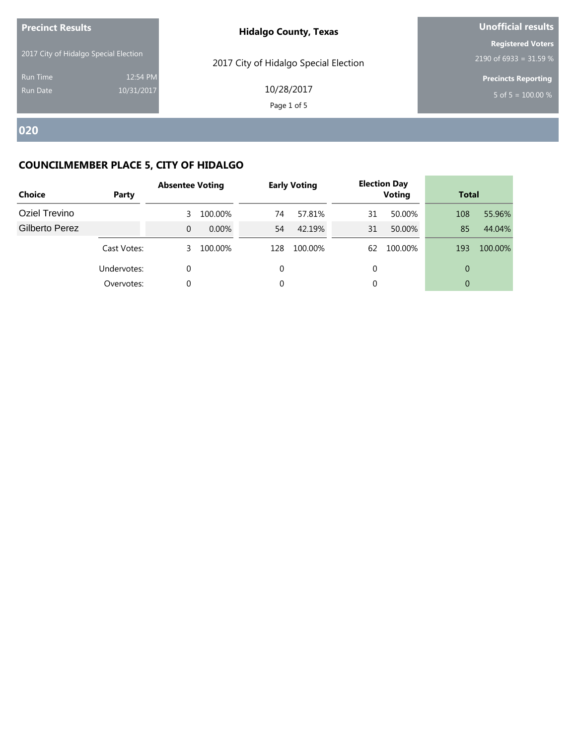**Precinct Results**

2017 City of Hidalgo Special Election

Run Time 12:54 PM
Run Date 10/31/2017

**Hidalgo County, Texas**

2017 City of Hidalgo Special Election

10/28/2017

**Unofficial results**

**Registered Voters**
2190 of 6933 = 31.59 %

**Precincts Reporting**
5 of 5 = 100.00 %

## 020

### COUNCILMEMBER PLACE 5, CITY OF HIDALGO

| Choice | Party | Absentee Voting | | Early Voting | | Election Day Voting | | Total | |
|---|---|---|---|---|---|---|---|---|---|
| Oziel Trevino | | 3 | 100.00% | 74 | 57.81% | 31 | 50.00% | 108 | 55.96% |
| Gilberto Perez | | 0 | 0.00% | 54 | 42.19% | 31 | 50.00% | 85 | 44.04% |
| | Cast Votes: | 3 | 100.00% | 128 | 100.00% | 62 | 100.00% | 193 | 100.00% |
| | Undervotes: | 0 | | 0 | | 0 | | 0 | |
| | Overvotes: | 0 | | 0 | | 0 | | 0 | |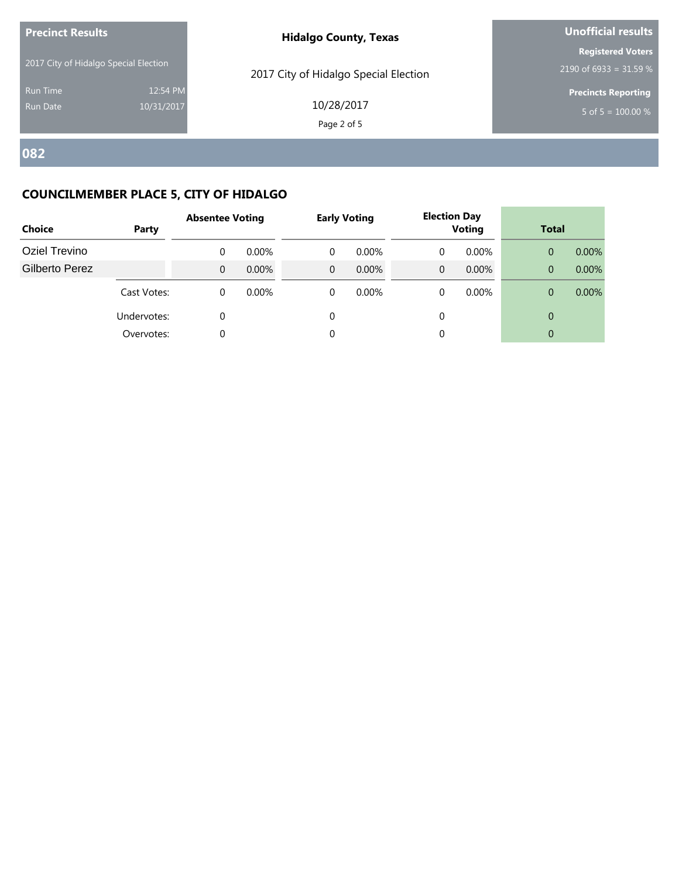**Precinct Results**

2017 City of Hidalgo Special Election

Run Time 12:54 PM
Run Date 10/31/2017

**Hidalgo County, Texas**

2017 City of Hidalgo Special Election

10/28/2017

**Unofficial results**

**Registered Voters**
2190 of 6933 = 31.59 %

**Precincts Reporting**
5 of 5 = 100.00 %

# 082

## COUNCILMEMBER PLACE 5, CITY OF HIDALGO

| Choice | Party | Absentee Voting | | Early Voting | | Election Day Voting | | Total | |
|---|---|---|---|---|---|---|---|---|---|
| Oziel Trevino | | 0 | 0.00% | 0 | 0.00% | 0 | 0.00% | 0 | 0.00% |
| Gilberto Perez | | 0 | 0.00% | 0 | 0.00% | 0 | 0.00% | 0 | 0.00% |
| | Cast Votes: | 0 | 0.00% | 0 | 0.00% | 0 | 0.00% | 0 | 0.00% |
| | Undervotes: | 0 | | 0 | | 0 | | 0 | |
| | Overvotes: | 0 | | 0 | | 0 | | 0 | |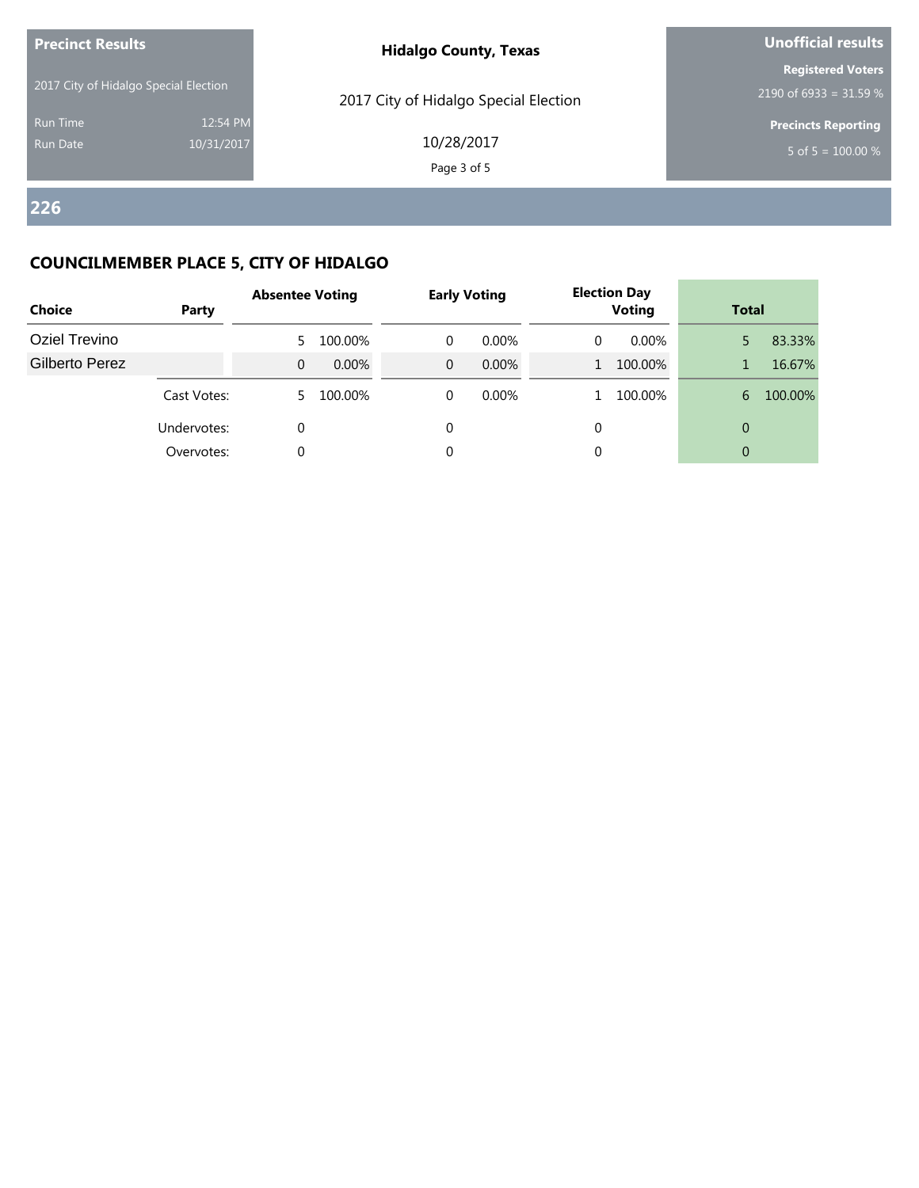**Precinct Results**

2017 City of Hidalgo Special Election

Run Time 12:54 PM
Run Date 10/31/2017

**Hidalgo County, Texas**

2017 City of Hidalgo Special Election

10/28/2017

**Unofficial results**

**Registered Voters**
2190 of 6933 = 31.59 %

**Precincts Reporting**
5 of 5 = 100.00 %

## 226

### COUNCILMEMBER PLACE 5, CITY OF HIDALGO

| Choice | Party | Absentee Voting | | Early Voting | | Election Day Voting | | Total | |
|---|---|---|---|---|---|---|---|---|---|
| Oziel Trevino | | 5 | 100.00% | 0 | 0.00% | 0 | 0.00% | 5 | 83.33% |
| Gilberto Perez | | 0 | 0.00% | 0 | 0.00% | 1 | 100.00% | 1 | 16.67% |
| | Cast Votes: | 5 | 100.00% | 0 | 0.00% | 1 | 100.00% | 6 | 100.00% |
| | Undervotes: | 0 | | 0 | | 0 | | 0 | |
| | Overvotes: | 0 | | 0 | | 0 | | 0 | |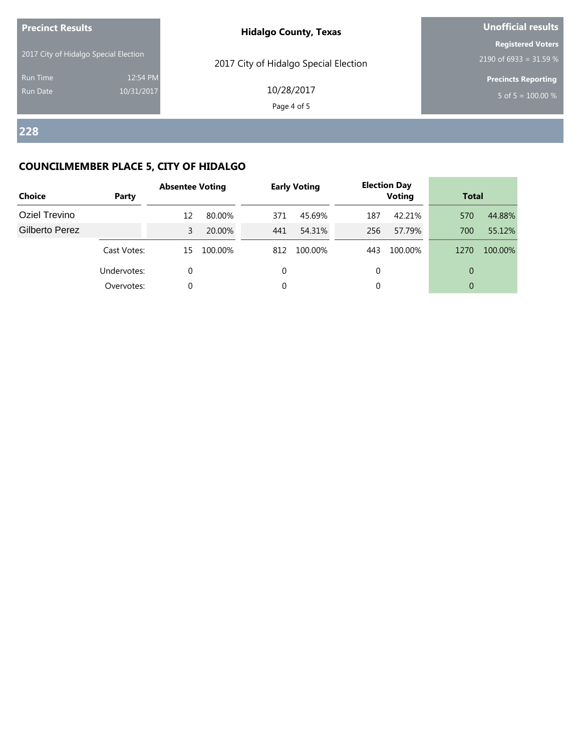**Precinct Results**

2017 City of Hidalgo Special Election

Run Time 12:54 PM
Run Date 10/31/2017

**Hidalgo County, Texas**

2017 City of Hidalgo Special Election

10/28/2017

**Unofficial results**

**Registered Voters**
2190 of 6933 = 31.59 %

**Precincts Reporting**
5 of 5 = 100.00 %

## 228

### COUNCILMEMBER PLACE 5, CITY OF HIDALGO

| Choice | Party | Absentee Voting | | Early Voting | | Election Day Voting | | Total | |
|---|---|---|---|---|---|---|---|---|---|
| Oziel Trevino | | 12 | 80.00% | 371 | 45.69% | 187 | 42.21% | 570 | 44.88% |
| Gilberto Perez | | 3 | 20.00% | 441 | 54.31% | 256 | 57.79% | 700 | 55.12% |
| | Cast Votes: | 15 | 100.00% | 812 | 100.00% | 443 | 100.00% | 1270 | 100.00% |
| | Undervotes: | 0 | | 0 | | 0 | | 0 | |
| | Overvotes: | 0 | | 0 | | 0 | | 0 | |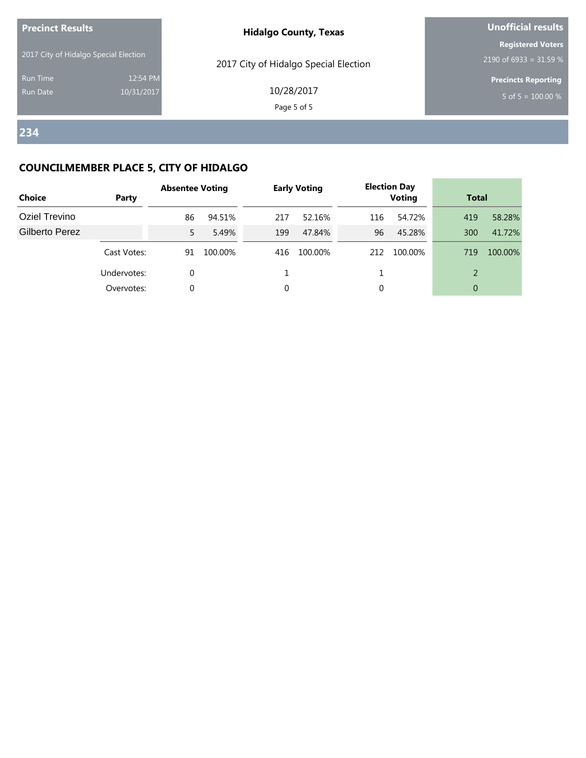**Precinct Results**

2017 City of Hidalgo Special Election

Run Time 12:54 PM
Run Date 10/31/2017

**Hidalgo County, Texas**

2017 City of Hidalgo Special Election

10/28/2017

**Unofficial results**

**Registered Voters**
2190 of 6933 = 31.59 %

**Precincts Reporting**
5 of 5 = 100.00 %

## 234

### COUNCILMEMBER PLACE 5, CITY OF HIDALGO

| Choice | Party | Absentee Voting | | Early Voting | | Election Day Voting | | Total | |
|---|---|---|---|---|---|---|---|---|---|
| Oziel Trevino | | 86 | 94.51% | 217 | 52.16% | 116 | 54.72% | 419 | 58.28% |
| Gilberto Perez | | 5 | 5.49% | 199 | 47.84% | 96 | 45.28% | 300 | 41.72% |
| | Cast Votes: | 91 | 100.00% | 416 | 100.00% | 212 | 100.00% | 719 | 100.00% |
| | Undervotes: | 0 | | 1 | | 1 | | 2 | |
| | Overvotes: | 0 | | 0 | | 0 | | 0 | |